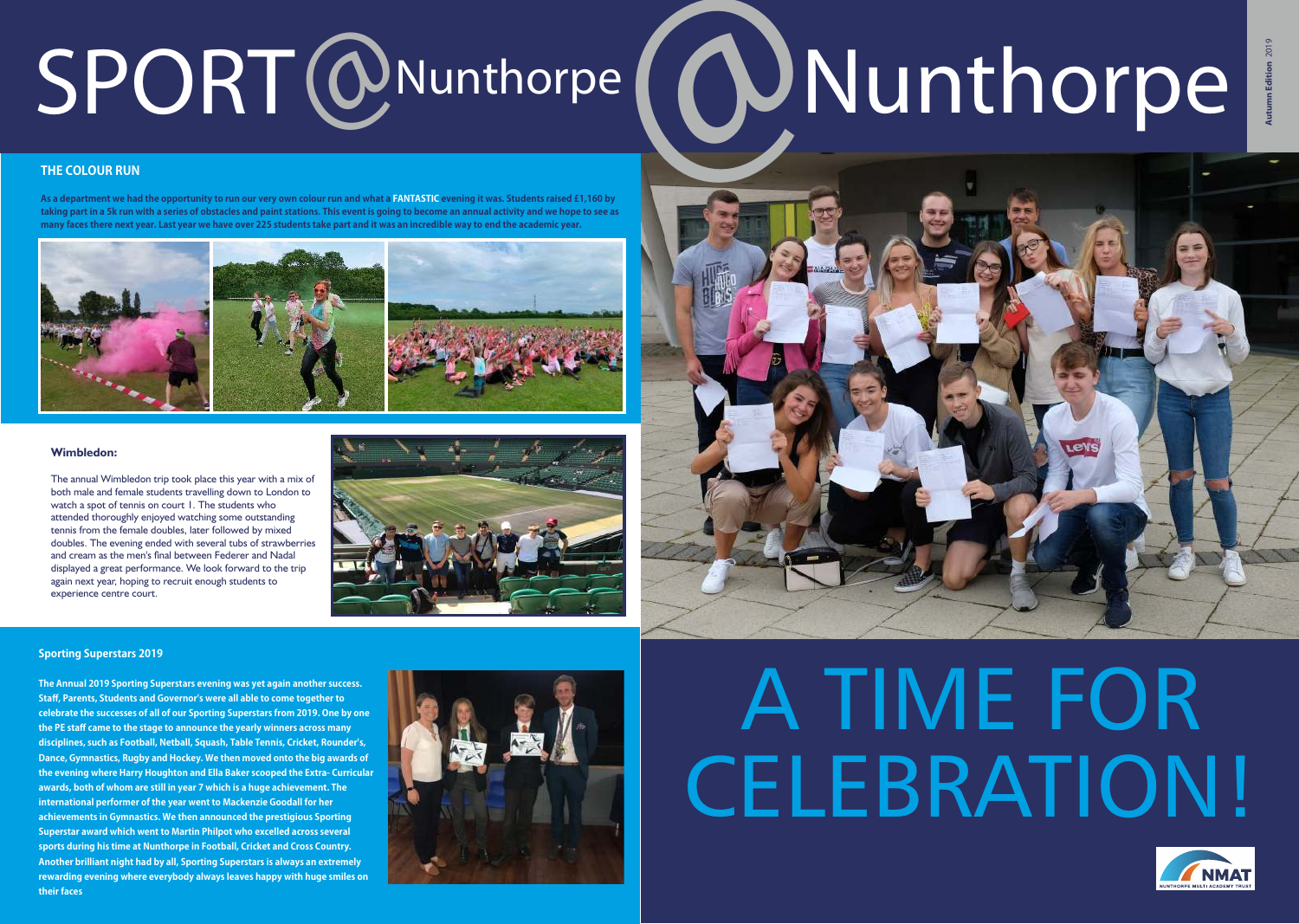# SPORT @Nunthorpe

## THE COLOUR RUN

**As a department we had the opportunity to run our very own colour run and what a FANTASTIC evening it was. Students raised £1,160 by taking part in a 5k run with a series of obstacles and paint stations. This event is going to become an annual activity and we hope to see as many faces there next year. Last year we have over 225 students take part and it was an incredible way to end the academic year.**

### Wimbledon:

The annual Wimbledon trip took place this year with a mix of both male and female students travelling down to London to watch a spot of tennis on court 1. The students who attended thoroughly enjoyed watching some outstanding tennis from the female doubles, later followed by mixed doubles. The evening ended with several tubs of strawberries and cream as the men's final between Federer and Nadal displayed a great performance. We look forward to the trip again next year, hoping to recruit enough students to experience centre court.

### Sporting Superstars 2019

**The Annual 2019 Sporting Superstars evening was yet again another success. Staff, Parents, Students and Governor's were all able to come together to celebrate the successes of all of our Sporting Superstars from 2019. One by one the PE staff came to the stage to announce the yearly winners across many disciplines, such as Football, Netball, Squash, Table Tennis, Cricket, Rounder's, Dance, Gymnastics, Rugby and Hockey. We then moved onto the big awards of the evening where Harry Houghton and Ella Baker scooped the Extra- Curricular awards, both of whom are still in year 7 which is a huge achievement. The international performer of the year went to Mackenzie Goodall for her achievements in Gymnastics. We then announced the prestigious Sporting Superstar award which went to Martin Philpot who excelled across several sports during his time at Nunthorpe in Football, Cricket and Cross Country. Another brilliant night had by all, Sporting Superstars is always an extremely rewarding evening where everybody always leaves happy with huge smiles on their faces**

# @Nunthorpe

**Autumn Edition** 2019

# A TIME FOR CELEBRATION!

NMAT
NUNTHORPE MULTI ACADEMY TRUST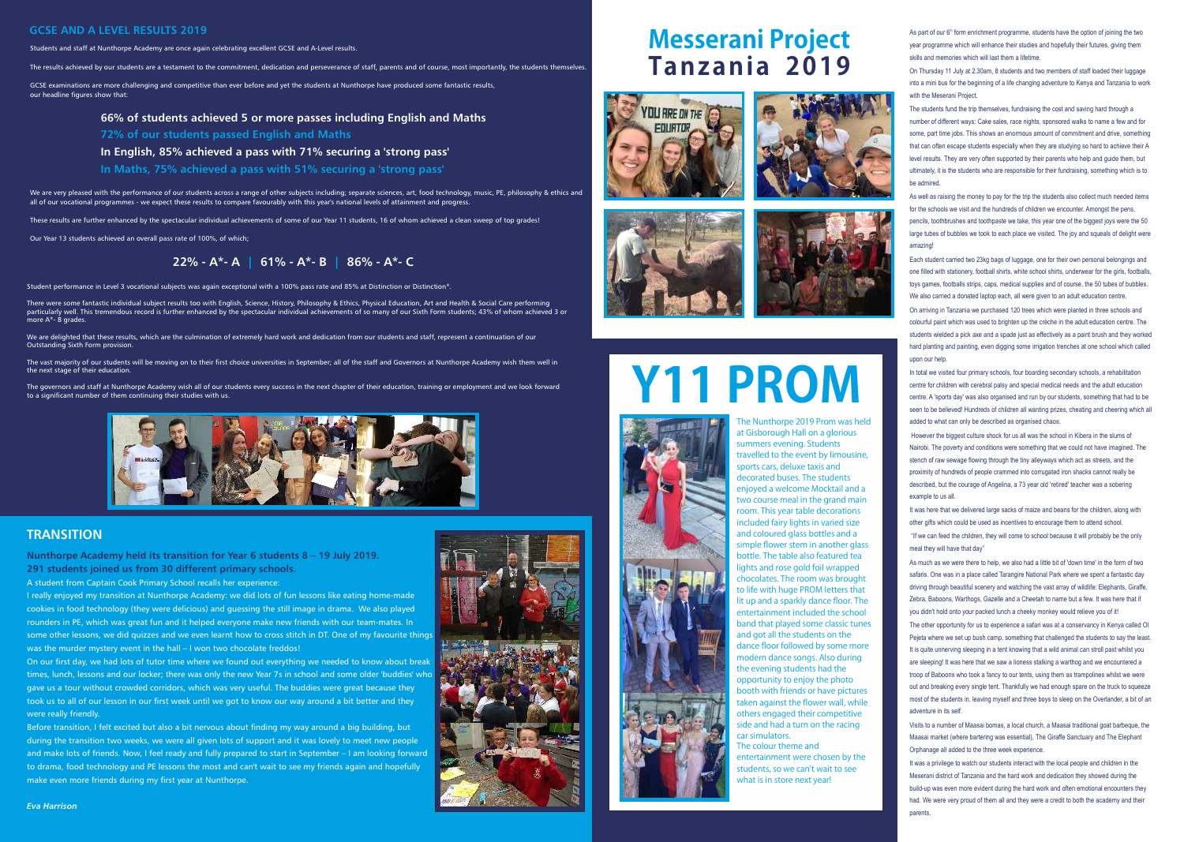## GCSE AND A LEVEL RESULTS 2019

Students and staff at Nunthorpe Academy are once again celebrating excellent GCSE and A-Level results.

The results achieved by our students are a testament to the commitment, dedication and perseverance of staff, parents and of course, most importantly, the students themselves.

GCSE examinations are more challenging and competitive than ever before and yet the students at Nunthorpe have produced some fantastic results, our headline figures show that:

**66% of students achieved 5 or more passes including English and Maths**

**72% of our students passed English and Maths**

**In English, 85% achieved a pass with 71% securing a 'strong pass'**

**In Maths, 75% achieved a pass with 51% securing a 'strong pass'**

We are very pleased with the performance of our students across a range of other subjects including; separate sciences, art, food technology, music, PE, philosophy & ethics and all of our vocational programmes - we expect these results to compare favourably with this year's national levels of attainment and progress.

These results are further enhanced by the spectacular individual achievements of some of our Year 11 students, 16 of whom achieved a clean sweep of top grades!

Our Year 13 students achieved an overall pass rate of 100%, of which;

**22% - A*- A | 61% - A*- B | 86% - A*- C**

Student performance in Level 3 vocational subjects was again exceptional with a 100% pass rate and 85% at Distinction or Distinction*.

There were some fantastic individual subject results too with English, Science, History, Philosophy & Ethics, Physical Education, Art and Health & Social Care performing particularly well. This tremendous record is further enhanced by the spectacular individual achievements of so many of our Sixth Form students; 43% of whom achieved 3 or more A*- B grades.

We are delighted that these results, which are the culmination of extremely hard work and dedication from our students and staff, represent a continuation of our Outstanding Sixth Form provision.

The vast majority of our students will be moving on to their first choice universities in September; all of the staff and Governors at Nunthorpe Academy wish them well in the next stage of their education.

The governors and staff at Nunthorpe Academy wish all of our students every success in the next chapter of their education, training or employment and we look forward to a significant number of them continuing their studies with us.

## TRANSITION

**Nunthorpe Academy held its transition for Year 6 students 8 – 19 July 2019. 291 students joined us from 30 different primary schools.**

A student from Captain Cook Primary School recalls her experience:

I really enjoyed my transition at Nunthorpe Academy: we did lots of fun lessons like eating home-made cookies in food technology (they were delicious) and guessing the still image in drama. We also played rounders in PE, which was great fun and it helped everyone make new friends with our team-mates. In some other lessons, we did quizzes and we even learnt how to cross stitch in DT. One of my favourite things was the murder mystery event in the hall – I won two chocolate freddos!

On our first day, we had lots of tutor time where we found out everything we needed to know about break times, lunch, lessons and our locker; there was only the new Year 7s in school and some older 'buddies' who gave us a tour without crowded corridors, which was very useful. The buddies were great because they took us to all of our lesson in our first week until we got to know our way around a bit better and they were really friendly.

Before transition, I felt excited but also a bit nervous about finding my way around a big building, but during the transition two weeks, we were all given lots of support and it was lovely to meet new people and make lots of friends. Now, I feel ready and fully prepared to start in September – I am looking forward to drama, food technology and PE lessons the most and can't wait to see my friends again and hopefully make even more friends during my first year at Nunthorpe.

*Eva Harrison*

# Messerani Project Tanzania 2019

As part of our 6th form enrichment programme, students have the option of joining the two year programme which will enhance their studies and hopefully their futures, giving them skills and memories which will last them a lifetime.

On Thursday 11 July at 2.30am, 8 students and two members of staff loaded their luggage into a mini bus for the beginning of a life changing adventure to Kenya and Tanzania to work with the Meserani Project.

The students fund the trip themselves, fundraising the cost and saving hard through a number of different ways: Cake sales, race nights, sponsored walks to name a few and for some, part time jobs. This shows an enormous amount of commitment and drive, something that can often escape students especially when they are studying so hard to achieve their A level results. They are very often supported by their parents who help and guide them, but ultimately, it is the students who are responsible for their fundraising, something which is to be admired.

As well as raising the money to pay for the trip the students also collect much needed items for the schools we visit and the hundreds of children we encounter. Amongst the pens, pencils, toothbrushes and toothpaste we take, this year one of the biggest joys were the 50 large tubes of bubbles we took to each place we visited. The joy and squeals of delight were amazing!

Each student carried two 23kg bags of luggage, one for their own personal belongings and one filled with stationery, football shirts, white school shirts, underwear for the girls, footballs, toys games, footballs strips, caps, medical supplies and of course, the 50 tubes of bubbles. We also carried a donated laptop each, all were given to an adult education centre.

On arriving in Tanzania we purchased 120 trees which were planted in three schools and colourful paint which was used to brighten up the crèche in the adult education centre. The students wielded a pick axe and a spade just as effectively as a paint brush and they worked hard planting and painting, even digging some irrigation trenches at one school which called upon our help.

In total we visited four primary schools, four boarding secondary schools, a rehabilitation centre for children with cerebral palsy and special medical needs and the adult education centre. A 'sports day' was also organised and run by our students, something that had to be seen to be believed! Hundreds of children all wanting prizes, cheating and cheering which all added to what can only be described as organised chaos.

However the biggest culture shock for us all was the school in Kibera in the slums of Nairobi. The poverty and conditions were something that we could not have imagined. The stench of raw sewage flowing through the tiny alleyways which act as streets, and the proximity of hundreds of people crammed into corrugated iron shacks cannot really be described, but the courage of Angelina, a 73 year old 'retired' teacher was a sobering example to us all.

It was here that we delivered large sacks of maize and beans for the children, along with other gifts which could be used as incentives to encourage them to attend school.

"If we can feed the children, they will come to school because it will probably be the only meal they will have that day"

As much as we were there to help, we also had a little bit of 'down time' in the form of two safaris. One was in a place called Tarangire National Park where we spent a fantastic day driving through beautiful scenery and watching the vast array of wildlife: Elephants, Giraffe, Zebra, Baboons, Warthogs, Gazelle and a Cheetah to name but a few. It was here that if you didn't hold onto your packed lunch a cheeky monkey would relieve you of it!

The other opportunity for us to experience a safari was at a conservancy in Kenya called Ol Pejeta where we set up bush camp, something that challenged the students to say the least. It is quite unnerving sleeping in a tent knowing that a wild animal can stroll past whilst you are sleeping! It was here that we saw a lioness stalking a warthog and we encountered a troop of Baboons who took a fancy to our tents, using them as trampolines whilst we were out and breaking every single tent. Thankfully we had enough spare on the truck to squeeze most of the students in, leaving myself and three boys to sleep on the Overlander, a bit of an adventure in its self.

Visits to a number of Maasai bomas, a local church, a Maasai traditional goat barbeque, the Maasai market (where bartering was essential), The Giraffe Sanctuary and The Elephant Orphanage all added to the three week experience.

It was a privilege to watch our students interact with the local people and children in the Meserani district of Tanzania and the hard work and dedication they showed during the build-up was even more evident during the hard work and often emotional encounters they had. We were very proud of them all and they were a credit to both the academy and their parents.

# Y11 PROM

The Nunthorpe 2019 Prom was held at Gisborough Hall on a glorious summers evening. Students travelled to the event by limousine, sports cars, deluxe taxis and decorated buses. The students enjoyed a welcome Mocktail and a two course meal in the grand main room. This year table decorations included fairy lights in varied size and coloured glass bottles and a simple flower stem in another glass bottle. The table also featured tea lights and rose gold foil wrapped chocolates. The room was brought to life with huge PROM letters that lit up and a sparkly dance floor. The entertainment included the school band that played some classic tunes and got all the students on the dance floor followed by some more modern dance songs. Also during the evening students had the opportunity to enjoy the photo booth with friends or have pictures taken against the flower wall, while others engaged their competitive side and had a turn on the racing car simulators.

The colour theme and entertainment were chosen by the students, so we can't wait to see what is in store next year!